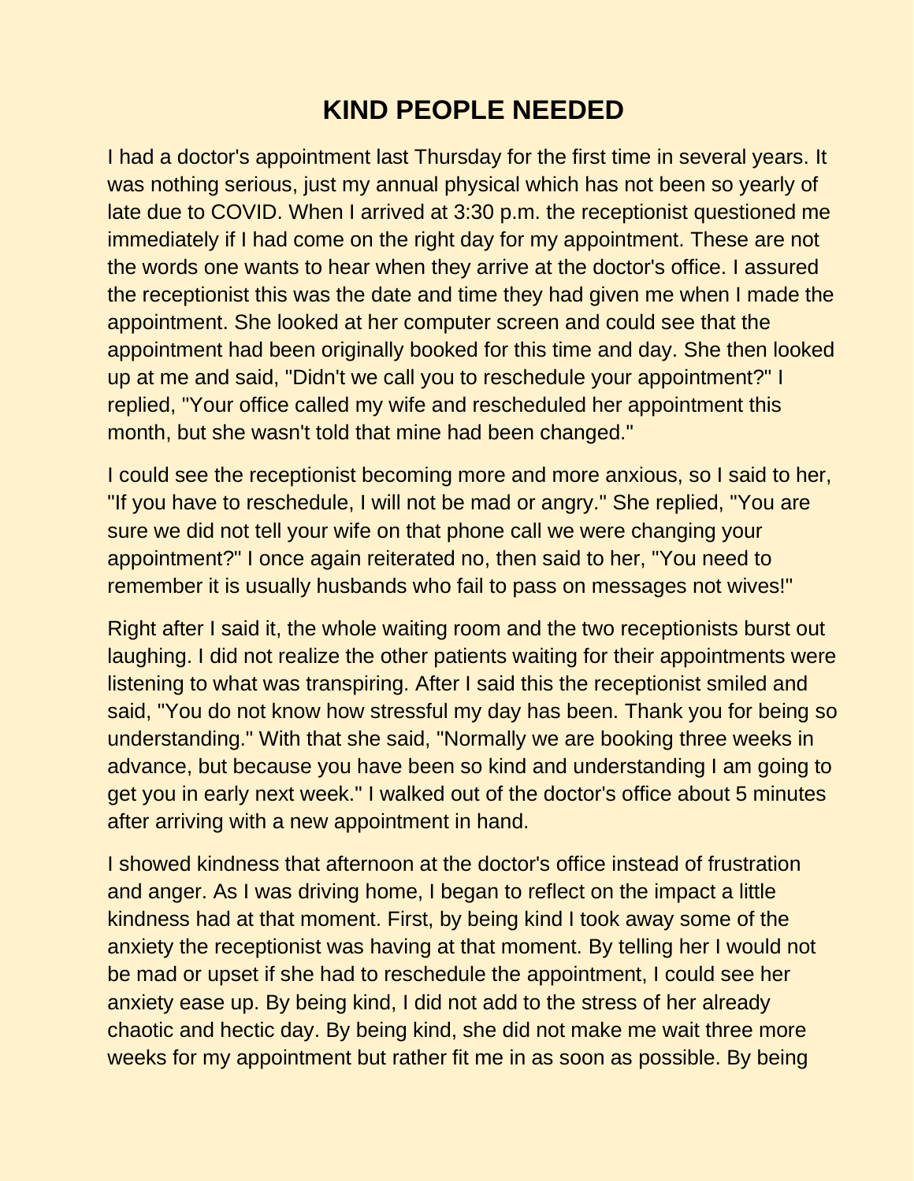# KIND PEOPLE NEEDED

I had a doctor's appointment last Thursday for the first time in several years. It was nothing serious, just my annual physical which has not been so yearly of late due to COVID. When I arrived at 3:30 p.m. the receptionist questioned me immediately if I had come on the right day for my appointment. These are not the words one wants to hear when they arrive at the doctor's office. I assured the receptionist this was the date and time they had given me when I made the appointment. She looked at her computer screen and could see that the appointment had been originally booked for this time and day. She then looked up at me and said, "Didn't we call you to reschedule your appointment?" I replied, "Your office called my wife and rescheduled her appointment this month, but she wasn't told that mine had been changed."

I could see the receptionist becoming more and more anxious, so I said to her, "If you have to reschedule, I will not be mad or angry." She replied, "You are sure we did not tell your wife on that phone call we were changing your appointment?" I once again reiterated no, then said to her, "You need to remember it is usually husbands who fail to pass on messages not wives!"

Right after I said it, the whole waiting room and the two receptionists burst out laughing. I did not realize the other patients waiting for their appointments were listening to what was transpiring. After I said this the receptionist smiled and said, "You do not know how stressful my day has been. Thank you for being so understanding." With that she said, "Normally we are booking three weeks in advance, but because you have been so kind and understanding I am going to get you in early next week." I walked out of the doctor's office about 5 minutes after arriving with a new appointment in hand.

I showed kindness that afternoon at the doctor's office instead of frustration and anger. As I was driving home, I began to reflect on the impact a little kindness had at that moment. First, by being kind I took away some of the anxiety the receptionist was having at that moment. By telling her I would not be mad or upset if she had to reschedule the appointment, I could see her anxiety ease up. By being kind, I did not add to the stress of her already chaotic and hectic day. By being kind, she did not make me wait three more weeks for my appointment but rather fit me in as soon as possible. By being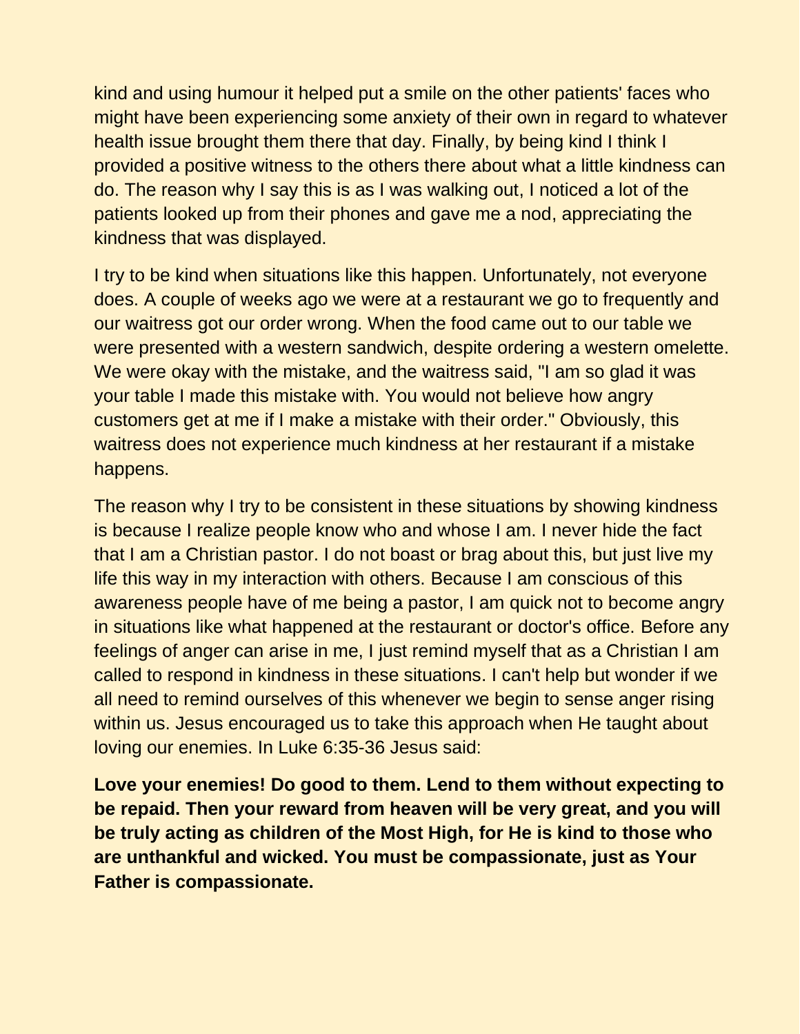kind and using humour it helped put a smile on the other patients' faces who might have been experiencing some anxiety of their own in regard to whatever health issue brought them there that day. Finally, by being kind I think I provided a positive witness to the others there about what a little kindness can do. The reason why I say this is as I was walking out, I noticed a lot of the patients looked up from their phones and gave me a nod, appreciating the kindness that was displayed.

I try to be kind when situations like this happen. Unfortunately, not everyone does. A couple of weeks ago we were at a restaurant we go to frequently and our waitress got our order wrong. When the food came out to our table we were presented with a western sandwich, despite ordering a western omelette. We were okay with the mistake, and the waitress said, "I am so glad it was your table I made this mistake with. You would not believe how angry customers get at me if I make a mistake with their order." Obviously, this waitress does not experience much kindness at her restaurant if a mistake happens.

The reason why I try to be consistent in these situations by showing kindness is because I realize people know who and whose I am. I never hide the fact that I am a Christian pastor. I do not boast or brag about this, but just live my life this way in my interaction with others. Because I am conscious of this awareness people have of me being a pastor, I am quick not to become angry in situations like what happened at the restaurant or doctor's office. Before any feelings of anger can arise in me, I just remind myself that as a Christian I am called to respond in kindness in these situations. I can't help but wonder if we all need to remind ourselves of this whenever we begin to sense anger rising within us. Jesus encouraged us to take this approach when He taught about loving our enemies. In Luke 6:35-36 Jesus said:

**Love your enemies! Do good to them. Lend to them without expecting to be repaid. Then your reward from heaven will be very great, and you will be truly acting as children of the Most High, for He is kind to those who are unthankful and wicked. You must be compassionate, just as Your Father is compassionate.**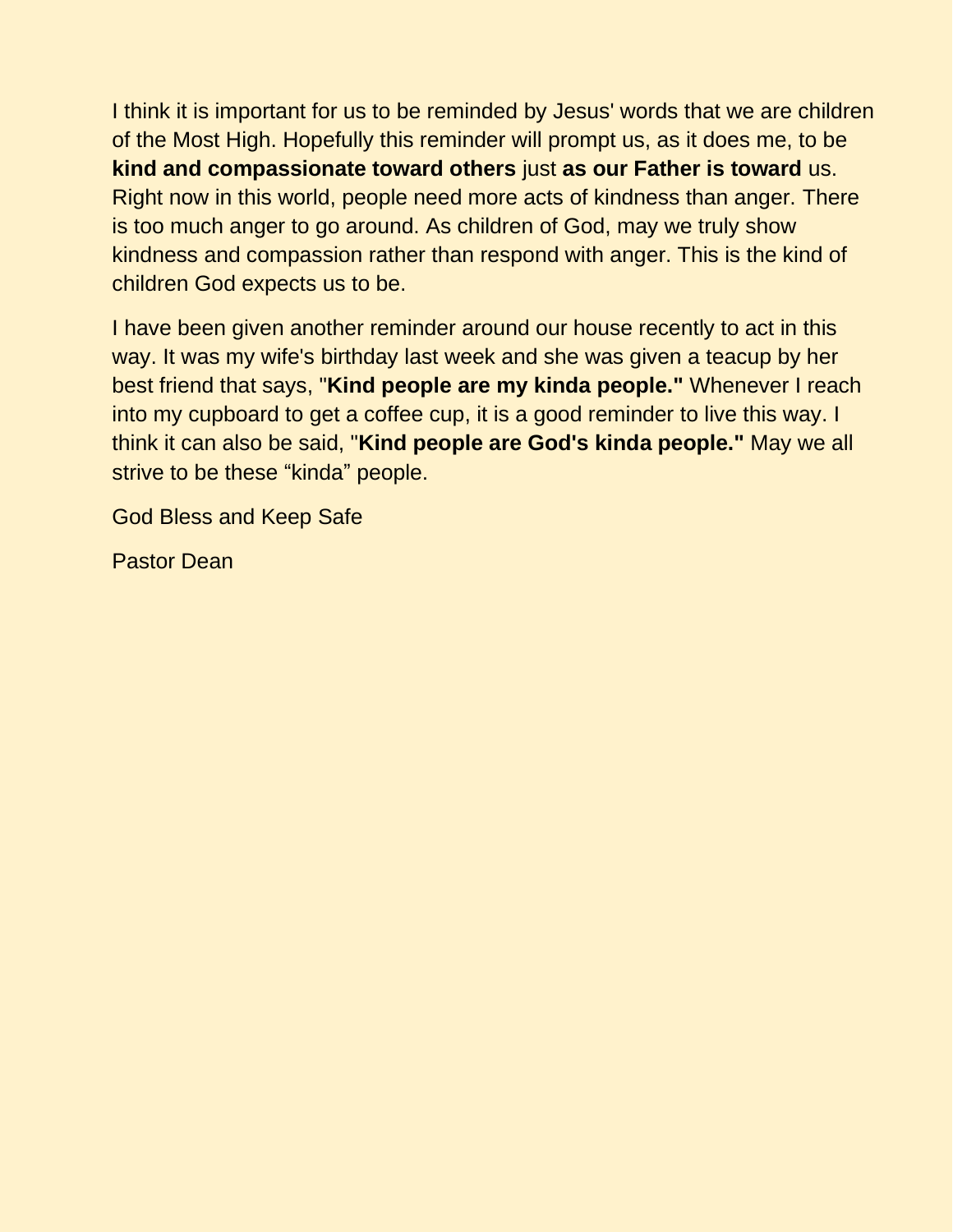I think it is important for us to be reminded by Jesus' words that we are children of the Most High. Hopefully this reminder will prompt us, as it does me, to be **kind and compassionate toward others** just **as our Father is toward** us. Right now in this world, people need more acts of kindness than anger. There is too much anger to go around. As children of God, may we truly show kindness and compassion rather than respond with anger. This is the kind of children God expects us to be.

I have been given another reminder around our house recently to act in this way. It was my wife's birthday last week and she was given a teacup by her best friend that says, "**Kind people are my kinda people."** Whenever I reach into my cupboard to get a coffee cup, it is a good reminder to live this way. I think it can also be said, "**Kind people are God's kinda people."** May we all strive to be these “kinda” people.

God Bless and Keep Safe

Pastor Dean